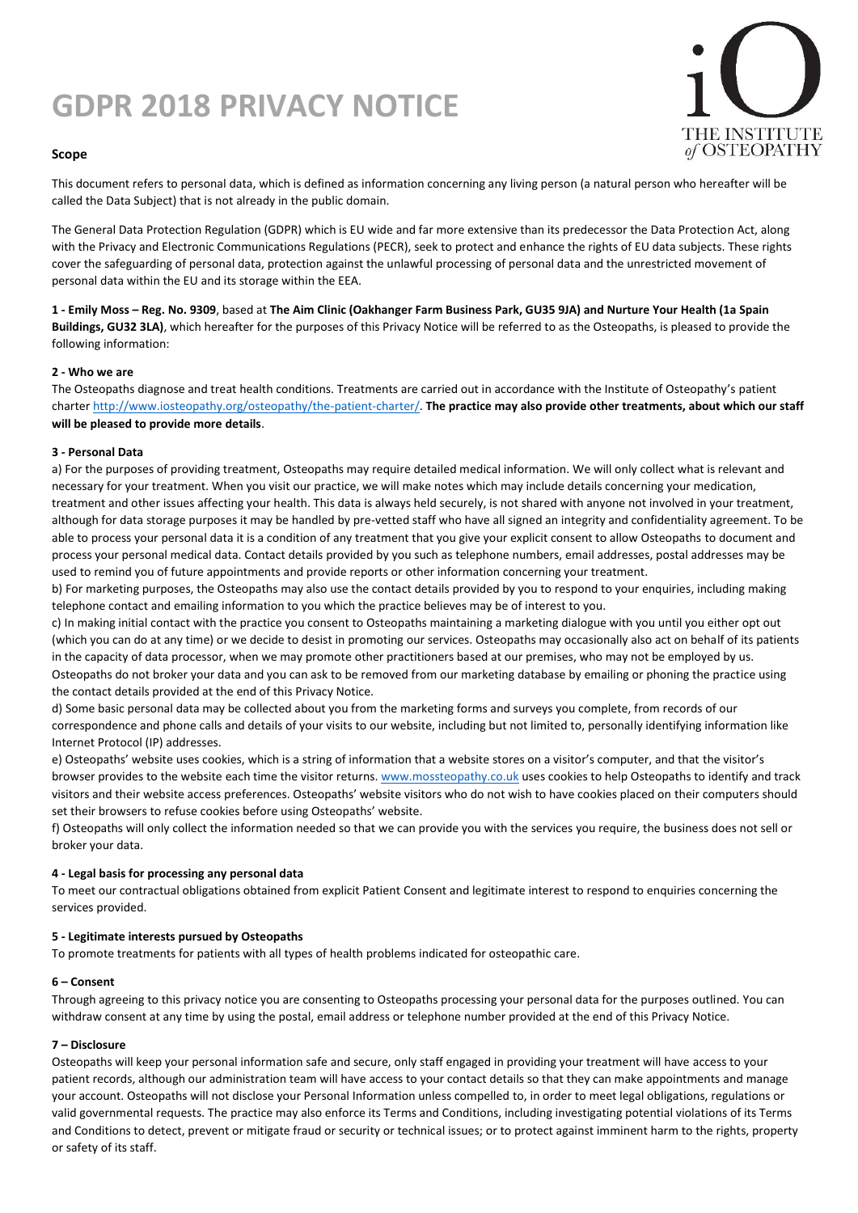# GDPR 2018 PRIVACY NOTICE

### Scope

This document refers to personal data, which is defined as information concerning any living person (a natural person who hereafter will be called the Data Subject) that is not already in the public domain.

The General Data Protection Regulation (GDPR) which is EU wide and far more extensive than its predecessor the Data Protection Act, along with the Privacy and Electronic Communications Regulations (PECR), seek to protect and enhance the rights of EU data subjects. These rights cover the safeguarding of personal data, protection against the unlawful processing of personal data and the unrestricted movement of personal data within the EU and its storage within the EEA.

**1 - Emily Moss – Reg. No. 9309**, based at **The Aim Clinic (Oakhanger Farm Business Park, GU35 9JA) and Nurture Your Health (1a Spain Buildings, GU32 3LA)**, which hereafter for the purposes of this Privacy Notice will be referred to as the Osteopaths, is pleased to provide the following information:

**2 - Who we are**

The Osteopaths diagnose and treat health conditions. Treatments are carried out in accordance with the Institute of Osteopathy's patient charter http://www.iosteopathy.org/osteopathy/the-patient-charter/. **The practice may also provide other treatments, about which our staff will be pleased to provide more details**.

**3 - Personal Data**

a) For the purposes of providing treatment, Osteopaths may require detailed medical information. We will only collect what is relevant and necessary for your treatment. When you visit our practice, we will make notes which may include details concerning your medication, treatment and other issues affecting your health. This data is always held securely, is not shared with anyone not involved in your treatment, although for data storage purposes it may be handled by pre-vetted staff who have all signed an integrity and confidentiality agreement. To be able to process your personal data it is a condition of any treatment that you give your explicit consent to allow Osteopaths to document and process your personal medical data. Contact details provided by you such as telephone numbers, email addresses, postal addresses may be used to remind you of future appointments and provide reports or other information concerning your treatment.

b) For marketing purposes, the Osteopaths may also use the contact details provided by you to respond to your enquiries, including making telephone contact and emailing information to you which the practice believes may be of interest to you.

c) In making initial contact with the practice you consent to Osteopaths maintaining a marketing dialogue with you until you either opt out (which you can do at any time) or we decide to desist in promoting our services. Osteopaths may occasionally also act on behalf of its patients in the capacity of data processor, when we may promote other practitioners based at our premises, who may not be employed by us. Osteopaths do not broker your data and you can ask to be removed from our marketing database by emailing or phoning the practice using the contact details provided at the end of this Privacy Notice.

d) Some basic personal data may be collected about you from the marketing forms and surveys you complete, from records of our correspondence and phone calls and details of your visits to our website, including but not limited to, personally identifying information like Internet Protocol (IP) addresses.

e) Osteopaths' website uses cookies, which is a string of information that a website stores on a visitor's computer, and that the visitor's browser provides to the website each time the visitor returns. www.mossteopathy.co.uk uses cookies to help Osteopaths to identify and track visitors and their website access preferences. Osteopaths' website visitors who do not wish to have cookies placed on their computers should set their browsers to refuse cookies before using Osteopaths' website.

f) Osteopaths will only collect the information needed so that we can provide you with the services you require, the business does not sell or broker your data.

**4 - Legal basis for processing any personal data**

To meet our contractual obligations obtained from explicit Patient Consent and legitimate interest to respond to enquiries concerning the services provided.

**5 - Legitimate interests pursued by Osteopaths**

To promote treatments for patients with all types of health problems indicated for osteopathic care.

**6 – Consent**

Through agreeing to this privacy notice you are consenting to Osteopaths processing your personal data for the purposes outlined. You can withdraw consent at any time by using the postal, email address or telephone number provided at the end of this Privacy Notice.

**7 – Disclosure**

Osteopaths will keep your personal information safe and secure, only staff engaged in providing your treatment will have access to your patient records, although our administration team will have access to your contact details so that they can make appointments and manage your account. Osteopaths will not disclose your Personal Information unless compelled to, in order to meet legal obligations, regulations or valid governmental requests. The practice may also enforce its Terms and Conditions, including investigating potential violations of its Terms and Conditions to detect, prevent or mitigate fraud or security or technical issues; or to protect against imminent harm to the rights, property or safety of its staff.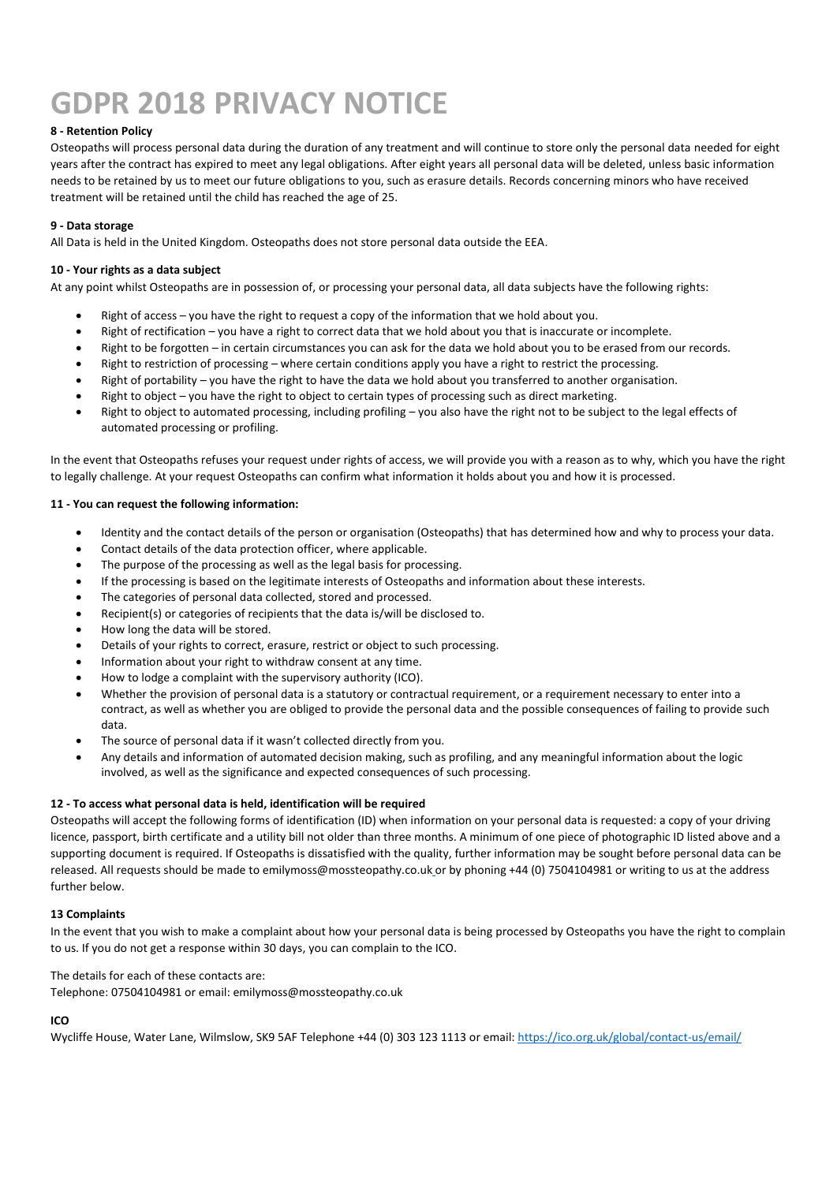# GDPR 2018 PRIVACY NOTICE

**8 - Retention Policy**

Osteopaths will process personal data during the duration of any treatment and will continue to store only the personal data needed for eight years after the contract has expired to meet any legal obligations. After eight years all personal data will be deleted, unless basic information needs to be retained by us to meet our future obligations to you, such as erasure details. Records concerning minors who have received treatment will be retained until the child has reached the age of 25.

**9 - Data storage**

All Data is held in the United Kingdom. Osteopaths does not store personal data outside the EEA.

**10 - Your rights as a data subject**

At any point whilst Osteopaths are in possession of, or processing your personal data, all data subjects have the following rights:

- Right of access – you have the right to request a copy of the information that we hold about you.
- Right of rectification – you have a right to correct data that we hold about you that is inaccurate or incomplete.
- Right to be forgotten – in certain circumstances you can ask for the data we hold about you to be erased from our records.
- Right to restriction of processing – where certain conditions apply you have a right to restrict the processing.
- Right of portability – you have the right to have the data we hold about you transferred to another organisation.
- Right to object – you have the right to object to certain types of processing such as direct marketing.
- Right to object to automated processing, including profiling – you also have the right not to be subject to the legal effects of automated processing or profiling.

In the event that Osteopaths refuses your request under rights of access, we will provide you with a reason as to why, which you have the right to legally challenge. At your request Osteopaths can confirm what information it holds about you and how it is processed.

**11 - You can request the following information:**

- Identity and the contact details of the person or organisation (Osteopaths) that has determined how and why to process your data.
- Contact details of the data protection officer, where applicable.
- The purpose of the processing as well as the legal basis for processing.
- If the processing is based on the legitimate interests of Osteopaths and information about these interests.
- The categories of personal data collected, stored and processed.
- Recipient(s) or categories of recipients that the data is/will be disclosed to.
- How long the data will be stored.
- Details of your rights to correct, erasure, restrict or object to such processing.
- Information about your right to withdraw consent at any time.
- How to lodge a complaint with the supervisory authority (ICO).
- Whether the provision of personal data is a statutory or contractual requirement, or a requirement necessary to enter into a contract, as well as whether you are obliged to provide the personal data and the possible consequences of failing to provide such data.
- The source of personal data if it wasn't collected directly from you.
- Any details and information of automated decision making, such as profiling, and any meaningful information about the logic involved, as well as the significance and expected consequences of such processing.

**12 - To access what personal data is held, identification will be required**

Osteopaths will accept the following forms of identification (ID) when information on your personal data is requested: a copy of your driving licence, passport, birth certificate and a utility bill not older than three months. A minimum of one piece of photographic ID listed above and a supporting document is required. If Osteopaths is dissatisfied with the quality, further information may be sought before personal data can be released. All requests should be made to emilymoss@mossteopathy.co.uk or by phoning +44 (0) 7504104981 or writing to us at the address further below.

**13 Complaints**

In the event that you wish to make a complaint about how your personal data is being processed by Osteopaths you have the right to complain to us. If you do not get a response within 30 days, you can complain to the ICO.

The details for each of these contacts are:
Telephone: 07504104981 or email: emilymoss@mossteopathy.co.uk

**ICO**

Wycliffe House, Water Lane, Wilmslow, SK9 5AF Telephone +44 (0) 303 123 1113 or email: https://ico.org.uk/global/contact-us/email/